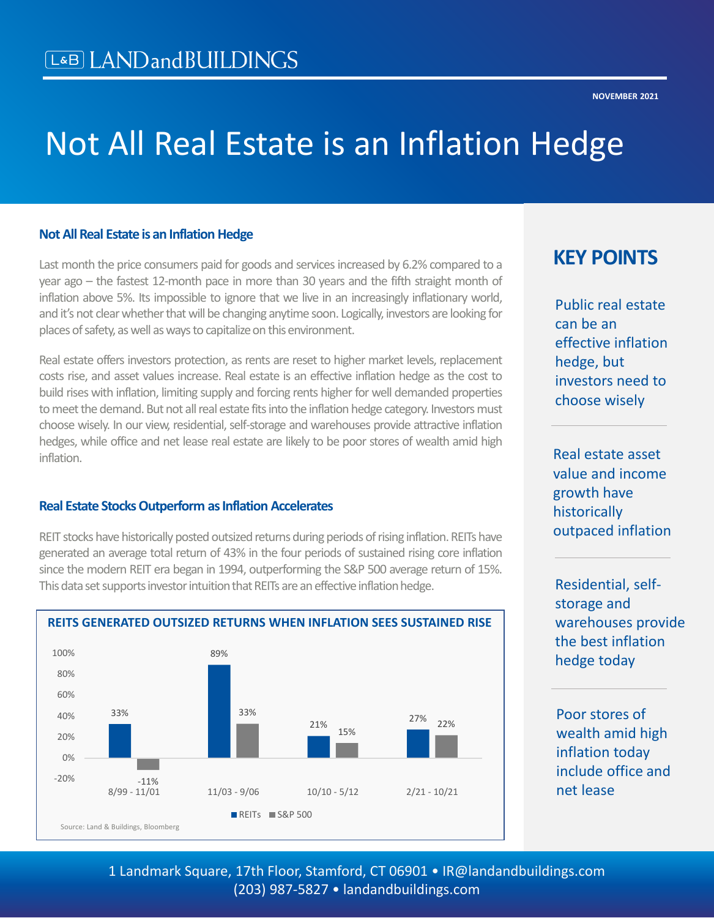# Not All Real Estate is an Inflation Hedge

NOVEMBER 2021

## Not All Real Estate is an Inflation Hedge

Last month the price consumers paid for goods and services increased by 6.2% compared to a year ago – the fastest 12-month pace in more than 30 years and the fifth straight month of inflation above 5%. Its impossible to ignore that we live in an increasingly inflationary world, and it's not clear whether that will be changing anytime soon. Logically, investors are looking for places of safety, as well as ways to capitalize on this environment.

Real estate offers investors protection, as rents are reset to higher market levels, replacement costs rise, and asset values increase. Real estate is an effective inflation hedge as the cost to build rises with inflation, limiting supply and forcing rents higher for well demanded properties to meet the demand. But not all real estate fits into the inflation hedge category. Investors must choose wisely. In our view, residential, self-storage and warehouses provide attractive inflation hedges, while office and net lease real estate are likely to be poor stores of wealth amid high inflation.

## Real Estate Stocks Outperform as Inflation Accelerates

REIT stocks have historically posted outsized returns during periods of rising inflation. REITs have generated an average total return of 43% in the four periods of sustained rising core inflation since the modern REIT era began in 1994, outperforming the S&P 500 average return of 15%. This data set supports investor intuition that REITs are an effective inflation hedge.

**REITS GENERATED OUTSIZED RETURNS WHEN INFLATION SEES SUSTAINED RISE**

| Period | REITs | S&P 500 |
|---|---|---|
| 8/99 - 11/01 | 33% | -11% |
| 11/03 - 9/06 | 89% | 33% |
| 10/10 - 5/12 | 21% | 15% |
| 2/21 - 10/21 | 27% | 22% |

Source: Land & Buildings, Bloomberg

## KEY POINTS

- Public real estate can be an effective inflation hedge, but investors need to choose wisely
- Real estate asset value and income growth have historically outpaced inflation
- Residential, self-storage and warehouses provide the best inflation hedge today
- Poor stores of wealth amid high inflation today include office and net lease

1 Landmark Square, 17th Floor, Stamford, CT 06901 • IR@landandbuildings.com
(203) 987-5827 • landandbuildings.com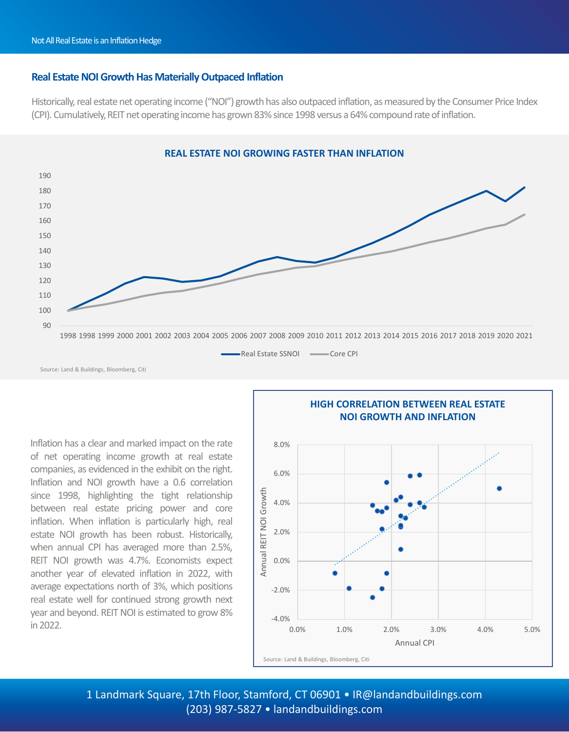## Real Estate NOI Growth Has Materially Outpaced Inflation

Historically, real estate net operating income ("NOI") growth has also outpaced inflation, as measured by the Consumer Price Index (CPI). Cumulatively, REIT net operating income has grown 83% since 1998 versus a 64% compound rate of inflation.

**REAL ESTATE NOI GROWING FASTER THAN INFLATION**

Source: Land & Buildings, Bloomberg, Citi

Inflation has a clear and marked impact on the rate of net operating income growth at real estate companies, as evidenced in the exhibit on the right. Inflation and NOI growth have a 0.6 correlation since 1998, highlighting the tight relationship between real estate pricing power and core inflation. When inflation is particularly high, real estate NOI growth has been robust. Historically, when annual CPI has averaged more than 2.5%, REIT NOI growth was 4.7%. Economists expect another year of elevated inflation in 2022, with average expectations north of 3%, which positions real estate well for continued strong growth next year and beyond. REIT NOI is estimated to grow 8% in 2022.

**HIGH CORRELATION BETWEEN REAL ESTATE NOI GROWTH AND INFLATION**

Source: Land & Buildings, Bloomberg, Citi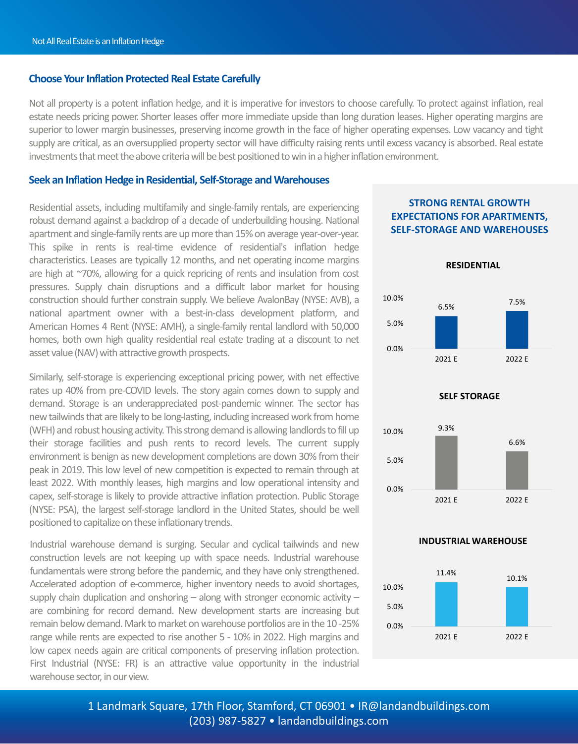## Choose Your Inflation Protected Real Estate Carefully

Not all property is a potent inflation hedge, and it is imperative for investors to choose carefully. To protect against inflation, real estate needs pricing power. Shorter leases offer more immediate upside than long duration leases. Higher operating margins are superior to lower margin businesses, preserving income growth in the face of higher operating expenses. Low vacancy and tight supply are critical, as an oversupplied property sector will have difficulty raising rents until excess vacancy is absorbed. Real estate investments that meet the above criteria will be best positioned to win in a higher inflation environment.

## Seek an Inflation Hedge in Residential, Self-Storage and Warehouses

Residential assets, including multifamily and single-family rentals, are experiencing robust demand against a backdrop of a decade of underbuilding housing. National apartment and single-family rents are up more than 15% on average year-over-year. This spike in rents is real-time evidence of residential's inflation hedge characteristics. Leases are typically 12 months, and net operating income margins are high at ~70%, allowing for a quick repricing of rents and insulation from cost pressures. Supply chain disruptions and a difficult labor market for housing construction should further constrain supply. We believe AvalonBay (NYSE: AVB), a national apartment owner with a best-in-class development platform, and American Homes 4 Rent (NYSE: AMH), a single-family rental landlord with 50,000 homes, both own high quality residential real estate trading at a discount to net asset value (NAV) with attractive growth prospects.

Similarly, self-storage is experiencing exceptional pricing power, with net effective rates up 40% from pre-COVID levels. The story again comes down to supply and demand. Storage is an underappreciated post-pandemic winner. The sector has new tailwinds that are likely to be long-lasting, including increased work from home (WFH) and robust housing activity. This strong demand is allowing landlords to fill up their storage facilities and push rents to record levels. The current supply environment is benign as new development completions are down 30% from their peak in 2019. This low level of new competition is expected to remain through at least 2022. With monthly leases, high margins and low operational intensity and capex, self-storage is likely to provide attractive inflation protection. Public Storage (NYSE: PSA), the largest self-storage landlord in the United States, should be well positioned to capitalize on these inflationary trends.

Industrial warehouse demand is surging. Secular and cyclical tailwinds and new construction levels are not keeping up with space needs. Industrial warehouse fundamentals were strong before the pandemic, and they have only strengthened. Accelerated adoption of e-commerce, higher inventory needs to avoid shortages, supply chain duplication and onshoring – along with stronger economic activity – are combining for record demand. New development starts are increasing but remain below demand. Mark to market on warehouse portfolios are in the 10 -25% range while rents are expected to rise another 5 - 10% in 2022. High margins and low capex needs again are critical components of preserving inflation protection. First Industrial (NYSE: FR) is an attractive value opportunity in the industrial warehouse sector, in our view.

### STRONG RENTAL GROWTH EXPECTATIONS FOR APARTMENTS, SELF-STORAGE AND WAREHOUSES

**RESIDENTIAL**

| | 2021 E | 2022 E |
|---|---|---|
| Residential | 6.5% | 7.5% |

**SELF STORAGE**

| | 2021 E | 2022 E |
|---|---|---|
| Self Storage | 9.3% | 6.6% |

**INDUSTRIAL WAREHOUSE**

| | 2021 E | 2022 E |
|---|---|---|
| Industrial Warehouse | 11.4% | 10.1% |

1 Landmark Square, 17th Floor, Stamford, CT 06901 • IR@landandbuildings.com
(203) 987-5827 • landandbuildings.com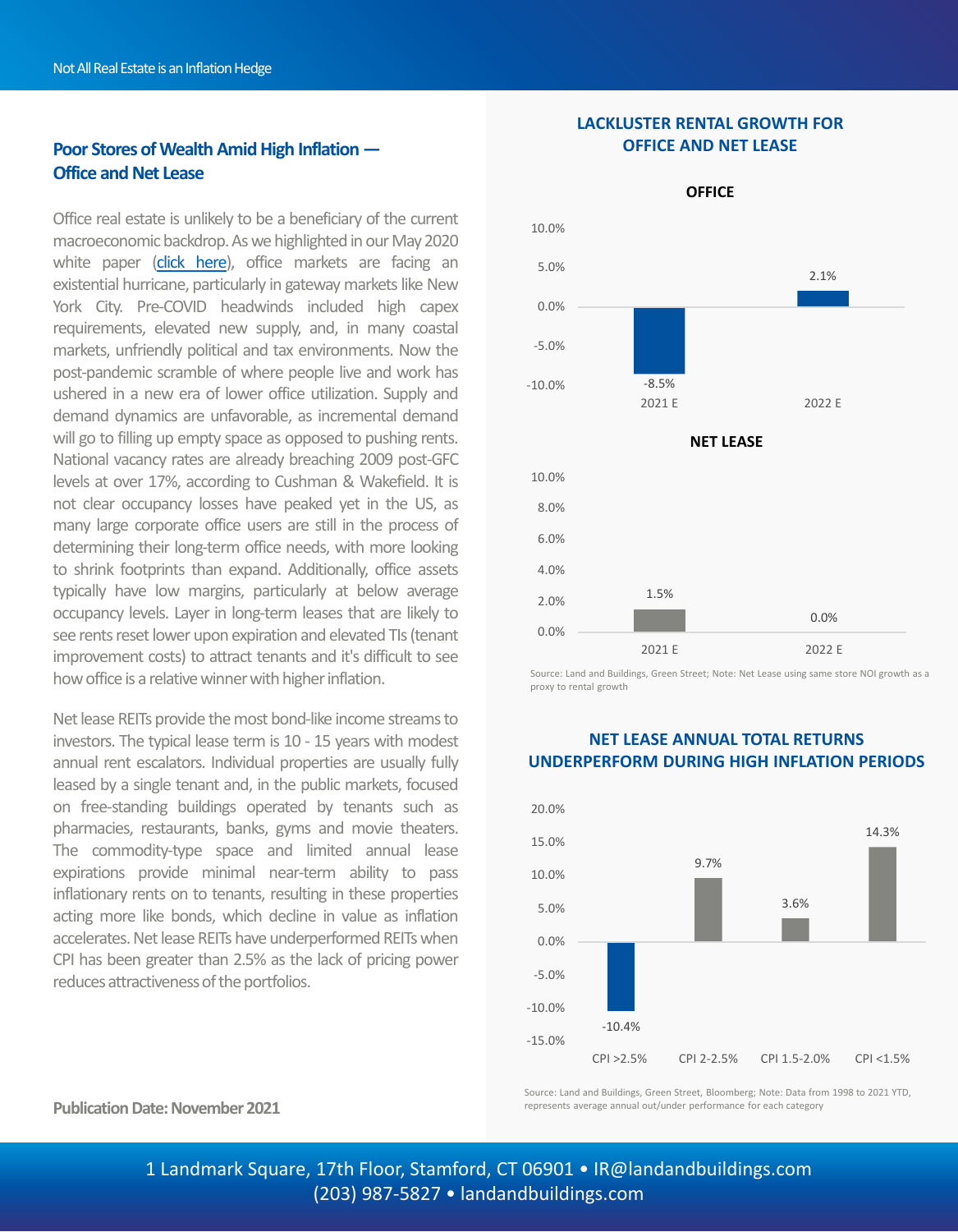## Poor Stores of Wealth Amid High Inflation — Office and Net Lease

Office real estate is unlikely to be a beneficiary of the current macroeconomic backdrop. As we highlighted in our May 2020 white paper (click here), office markets are facing an existential hurricane, particularly in gateway markets like New York City. Pre-COVID headwinds included high capex requirements, elevated new supply, and, in many coastal markets, unfriendly political and tax environments. Now the post-pandemic scramble of where people live and work has ushered in a new era of lower office utilization. Supply and demand dynamics are unfavorable, as incremental demand will go to filling up empty space as opposed to pushing rents. National vacancy rates are already breaching 2009 post-GFC levels at over 17%, according to Cushman & Wakefield. It is not clear occupancy losses have peaked yet in the US, as many large corporate office users are still in the process of determining their long-term office needs, with more looking to shrink footprints than expand. Additionally, office assets typically have low margins, particularly at below average occupancy levels. Layer in long-term leases that are likely to see rents reset lower upon expiration and elevated TIs (tenant improvement costs) to attract tenants and it's difficult to see how office is a relative winner with higher inflation.

Net lease REITs provide the most bond-like income streams to investors. The typical lease term is 10 - 15 years with modest annual rent escalators. Individual properties are usually fully leased by a single tenant and, in the public markets, focused on free-standing buildings operated by tenants such as pharmacies, restaurants, banks, gyms and movie theaters. The commodity-type space and limited annual lease expirations provide minimal near-term ability to pass inflationary rents on to tenants, resulting in these properties acting more like bonds, which decline in value as inflation accelerates. Net lease REITs have underperformed REITs when CPI has been greater than 2.5% as the lack of pricing power reduces attractiveness of the portfolios.

**Publication Date: November 2021**

### LACKLUSTER RENTAL GROWTH FOR OFFICE AND NET LEASE

**OFFICE**

| | 2021 E | 2022 E |
|---|---|---|
| Office | -8.5% | 2.1% |

**NET LEASE**

| | 2021 E | 2022 E |
|---|---|---|
| Net Lease | 1.5% | 0.0% |

Source: Land and Buildings, Green Street; Note: Net Lease using same store NOI growth as a proxy to rental growth

### NET LEASE ANNUAL TOTAL RETURNS UNDERPERFORM DURING HIGH INFLATION PERIODS

| CPI >2.5% | CPI 2-2.5% | CPI 1.5-2.0% | CPI <1.5% |
|---|---|---|---|
| -10.4% | 9.7% | 3.6% | 14.3% |

Source: Land and Buildings, Green Street, Bloomberg; Note: Data from 1998 to 2021 YTD, represents average annual out/under performance for each category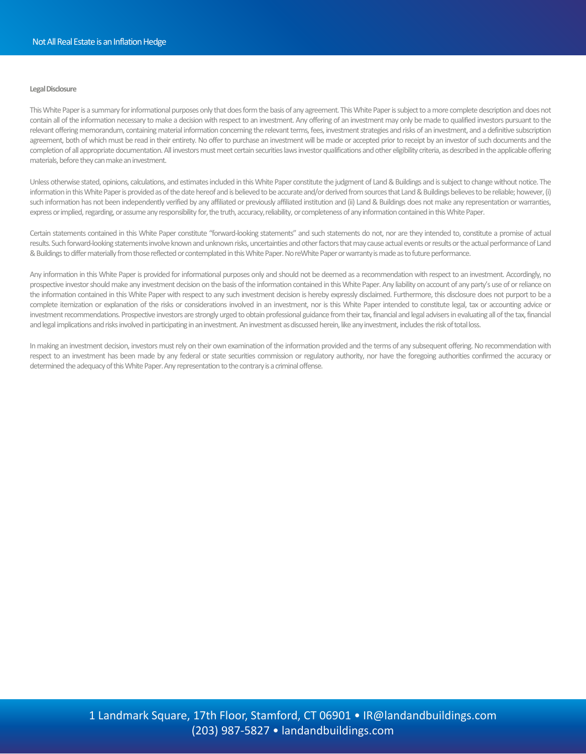**Legal Disclosure**

This White Paper is a summary for informational purposes only that does form the basis of any agreement. This White Paper is subject to a more complete description and does not contain all of the information necessary to make a decision with respect to an investment. Any offering of an investment may only be made to qualified investors pursuant to the relevant offering memorandum, containing material information concerning the relevant terms, fees, investment strategies and risks of an investment, and a definitive subscription agreement, both of which must be read in their entirety. No offer to purchase an investment will be made or accepted prior to receipt by an investor of such documents and the completion of all appropriate documentation. All investors must meet certain securities laws investor qualifications and other eligibility criteria, as described in the applicable offering materials, before they can make an investment.

Unless otherwise stated, opinions, calculations, and estimates included in this White Paper constitute the judgment of Land & Buildings and is subject to change without notice. The information in this White Paper is provided as of the date hereof and is believed to be accurate and/or derived from sources that Land & Buildings believes to be reliable; however, (i) such information has not been independently verified by any affiliated or previously affiliated institution and (ii) Land & Buildings does not make any representation or warranties, express or implied, regarding, or assume any responsibility for, the truth, accuracy, reliability, or completeness of any information contained in this White Paper.

Certain statements contained in this White Paper constitute "forward-looking statements" and such statements do not, nor are they intended to, constitute a promise of actual results. Such forward-looking statements involve known and unknown risks, uncertainties and other factors that may cause actual events or results or the actual performance of Land & Buildings to differ materially from those reflected or contemplated in this White Paper. No reWhite Paper or warranty is made as to future performance.

Any information in this White Paper is provided for informational purposes only and should not be deemed as a recommendation with respect to an investment. Accordingly, no prospective investor should make any investment decision on the basis of the information contained in this White Paper. Any liability on account of any party's use of or reliance on the information contained in this White Paper with respect to any such investment decision is hereby expressly disclaimed. Furthermore, this disclosure does not purport to be a complete itemization or explanation of the risks or considerations involved in an investment, nor is this White Paper intended to constitute legal, tax or accounting advice or investment recommendations. Prospective investors are strongly urged to obtain professional guidance from their tax, financial and legal advisers in evaluating all of the tax, financial and legal implications and risks involved in participating in an investment. An investment as discussed herein, like any investment, includes the risk of total loss.

In making an investment decision, investors must rely on their own examination of the information provided and the terms of any subsequent offering. No recommendation with respect to an investment has been made by any federal or state securities commission or regulatory authority, nor have the foregoing authorities confirmed the accuracy or determined the adequacy of this White Paper. Any representation to the contrary is a criminal offense.

1 Landmark Square, 17th Floor, Stamford, CT 06901 • IR@landandbuildings.com
(203) 987-5827 • landandbuildings.com